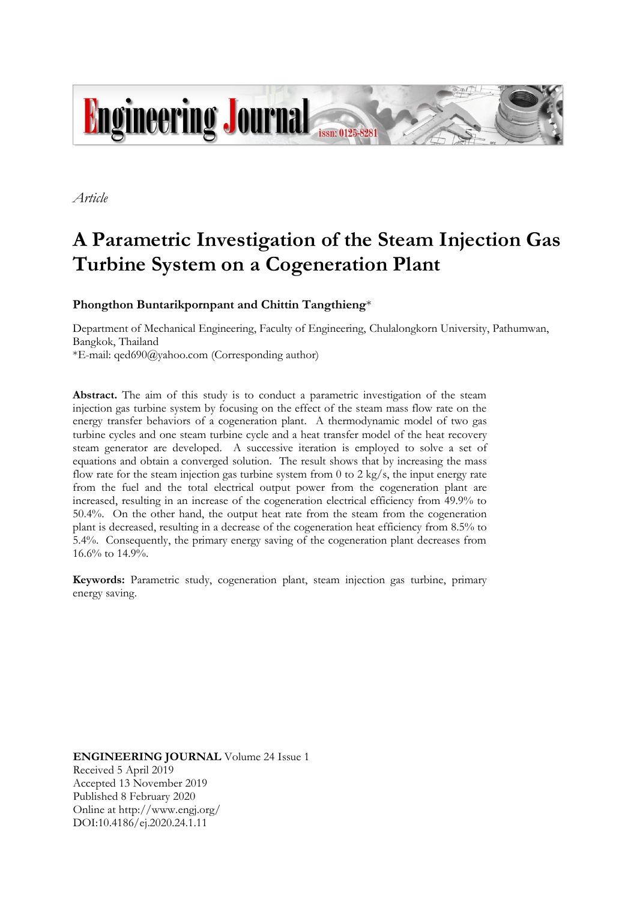Engineering Journal issn: 0125-8281

*Article*

# A Parametric Investigation of the Steam Injection Gas Turbine System on a Cogeneration Plant

**Phongthon Buntarikpornpant and Chittin Tangthieng***

Department of Mechanical Engineering, Faculty of Engineering, Chulalongkorn University, Pathumwan, Bangkok, Thailand
*E-mail: qed690@yahoo.com (Corresponding author)

**Abstract.** The aim of this study is to conduct a parametric investigation of the steam injection gas turbine system by focusing on the effect of the steam mass flow rate on the energy transfer behaviors of a cogeneration plant. A thermodynamic model of two gas turbine cycles and one steam turbine cycle and a heat transfer model of the heat recovery steam generator are developed. A successive iteration is employed to solve a set of equations and obtain a converged solution. The result shows that by increasing the mass flow rate for the steam injection gas turbine system from 0 to 2 kg/s, the input energy rate from the fuel and the total electrical output power from the cogeneration plant are increased, resulting in an increase of the cogeneration electrical efficiency from 49.9% to 50.4%. On the other hand, the output heat rate from the steam from the cogeneration plant is decreased, resulting in a decrease of the cogeneration heat efficiency from 8.5% to 5.4%. Consequently, the primary energy saving of the cogeneration plant decreases from 16.6% to 14.9%.

**Keywords:** Parametric study, cogeneration plant, steam injection gas turbine, primary energy saving.

**ENGINEERING JOURNAL** Volume 24 Issue 1
Received 5 April 2019
Accepted 13 November 2019
Published 8 February 2020
Online at http://www.engj.org/
DOI:10.4186/ej.2020.24.1.11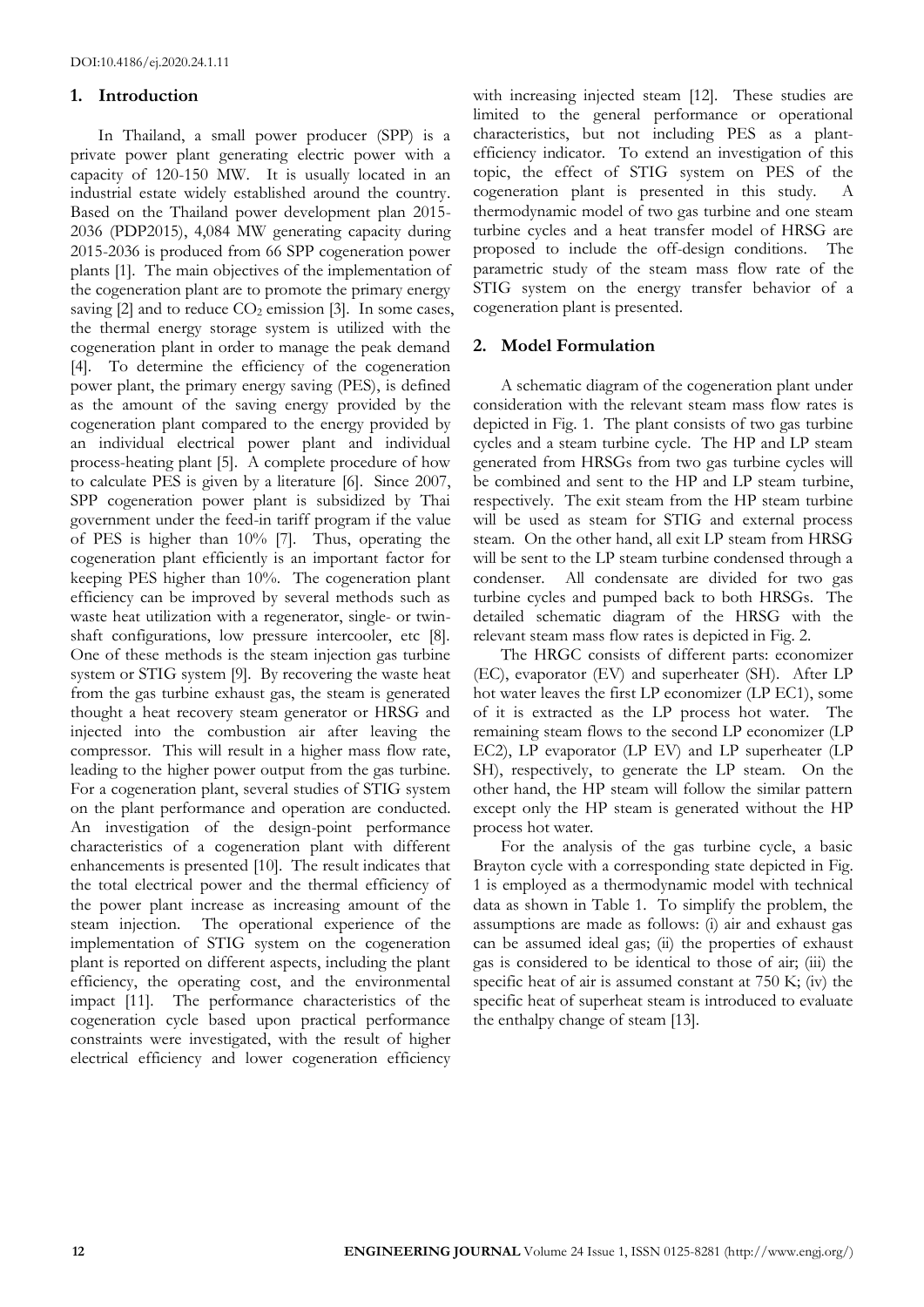## 1. Introduction

In Thailand, a small power producer (SPP) is a private power plant generating electric power with a capacity of 120-150 MW. It is usually located in an industrial estate widely established around the country. Based on the Thailand power development plan 2015-2036 (PDP2015), 4,084 MW generating capacity during 2015-2036 is produced from 66 SPP cogeneration power plants [1]. The main objectives of the implementation of the cogeneration plant are to promote the primary energy saving [2] and to reduce $CO_2$ emission [3]. In some cases, the thermal energy storage system is utilized with the cogeneration plant in order to manage the peak demand [4]. To determine the efficiency of the cogeneration power plant, the primary energy saving (PES), is defined as the amount of the saving energy provided by the cogeneration plant compared to the energy provided by an individual electrical power plant and individual process-heating plant [5]. A complete procedure of how to calculate PES is given by a literature [6]. Since 2007, SPP cogeneration power plant is subsidized by Thai government under the feed-in tariff program if the value of PES is higher than 10% [7]. Thus, operating the cogeneration plant efficiently is an important factor for keeping PES higher than 10%. The cogeneration plant efficiency can be improved by several methods such as waste heat utilization with a regenerator, single- or twin-shaft configurations, low pressure intercooler, etc [8]. One of these methods is the steam injection gas turbine system or STIG system [9]. By recovering the waste heat from the gas turbine exhaust gas, the steam is generated thought a heat recovery steam generator or HRSG and injected into the combustion air after leaving the compressor. This will result in a higher mass flow rate, leading to the higher power output from the gas turbine. For a cogeneration plant, several studies of STIG system on the plant performance and operation are conducted. An investigation of the design-point performance characteristics of a cogeneration plant with different enhancements is presented [10]. The result indicates that the total electrical power and the thermal efficiency of the power plant increase as increasing amount of the steam injection. The operational experience of the implementation of STIG system on the cogeneration plant is reported on different aspects, including the plant efficiency, the operating cost, and the environmental impact [11]. The performance characteristics of the cogeneration cycle based upon practical performance constraints were investigated, with the result of higher electrical efficiency and lower cogeneration efficiency with increasing injected steam [12]. These studies are limited to the general performance or operational characteristics, but not including PES as a plant-efficiency indicator. To extend an investigation of this topic, the effect of STIG system on PES of the cogeneration plant is presented in this study. A thermodynamic model of two gas turbine and one steam turbine cycles and a heat transfer model of HRSG are proposed to include the off-design conditions. The parametric study of the steam mass flow rate of the STIG system on the energy transfer behavior of a cogeneration plant is presented.

## 2. Model Formulation

A schematic diagram of the cogeneration plant under consideration with the relevant steam mass flow rates is depicted in Fig. 1. The plant consists of two gas turbine cycles and a steam turbine cycle. The HP and LP steam generated from HRSGs from two gas turbine cycles will be combined and sent to the HP and LP steam turbine, respectively. The exit steam from the HP steam turbine will be used as steam for STIG and external process steam. On the other hand, all exit LP steam from HRSG will be sent to the LP steam turbine condensed through a condenser. All condensate are divided for two gas turbine cycles and pumped back to both HRSGs. The detailed schematic diagram of the HRSG with the relevant steam mass flow rates is depicted in Fig. 2.

The HRGC consists of different parts: economizer (EC), evaporator (EV) and superheater (SH). After LP hot water leaves the first LP economizer (LP EC1), some of it is extracted as the LP process hot water. The remaining steam flows to the second LP economizer (LP EC2), LP evaporator (LP EV) and LP superheater (LP SH), respectively, to generate the LP steam. On the other hand, the HP steam will follow the similar pattern except only the HP steam is generated without the HP process hot water.

For the analysis of the gas turbine cycle, a basic Brayton cycle with a corresponding state depicted in Fig. 1 is employed as a thermodynamic model with technical data as shown in Table 1. To simplify the problem, the assumptions are made as follows: (i) air and exhaust gas can be assumed ideal gas; (ii) the properties of exhaust gas is considered to be identical to those of air; (iii) the specific heat of air is assumed constant at 750 K; (iv) the specific heat of superheat steam is introduced to evaluate the enthalpy change of steam [13].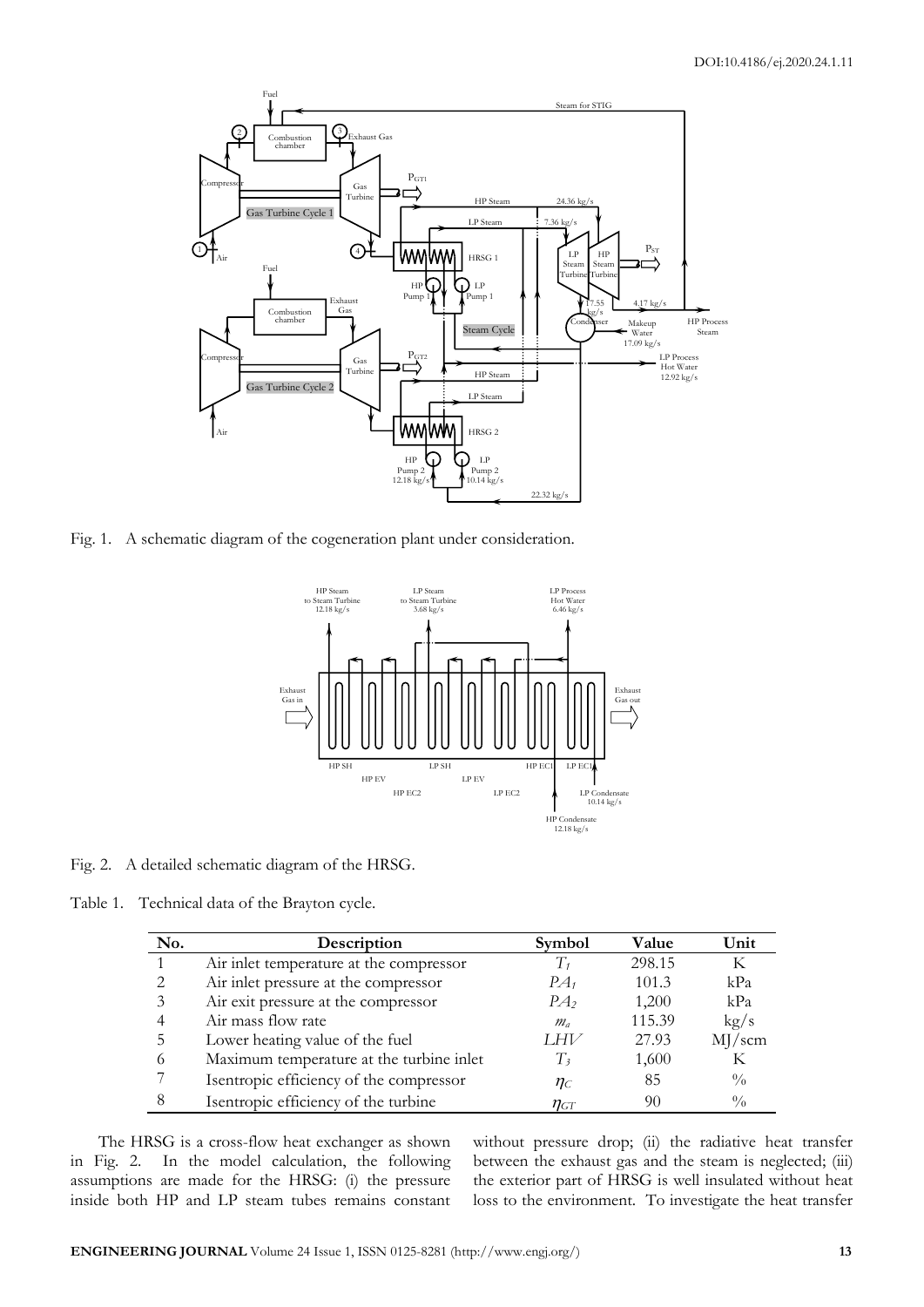Fig. 1. A schematic diagram of the cogeneration plant under consideration.

Fig. 2. A detailed schematic diagram of the HRSG.

Table 1. Technical data of the Brayton cycle.

| No. | Description | Symbol | Value | Unit |
|---|---|---|---|---|
| 1 | Air inlet temperature at the compressor | $T_1$ | 298.15 | K |
| 2 | Air inlet pressure at the compressor | $PA_1$ | 101.3 | kPa |
| 3 | Air exit pressure at the compressor | $PA_2$ | 1,200 | kPa |
| 4 | Air mass flow rate | $m_a$ | 115.39 | kg/s |
| 5 | Lower heating value of the fuel | $LHV$ | 27.93 | MJ/scm |
| 6 | Maximum temperature at the turbine inlet | $T_3$ | 1,600 | K |
| 7 | Isentropic efficiency of the compressor | $\eta_C$ | 85 | % |
| 8 | Isentropic efficiency of the turbine | $\eta_{GT}$ | 90 | % |

The HRSG is a cross-flow heat exchanger as shown in Fig. 2. In the model calculation, the following assumptions are made for the HRSG: (i) the pressure inside both HP and LP steam tubes remains constant without pressure drop; (ii) the radiative heat transfer between the exhaust gas and the steam is neglected; (iii) the exterior part of HRSG is well insulated without heat loss to the environment. To investigate the heat transfer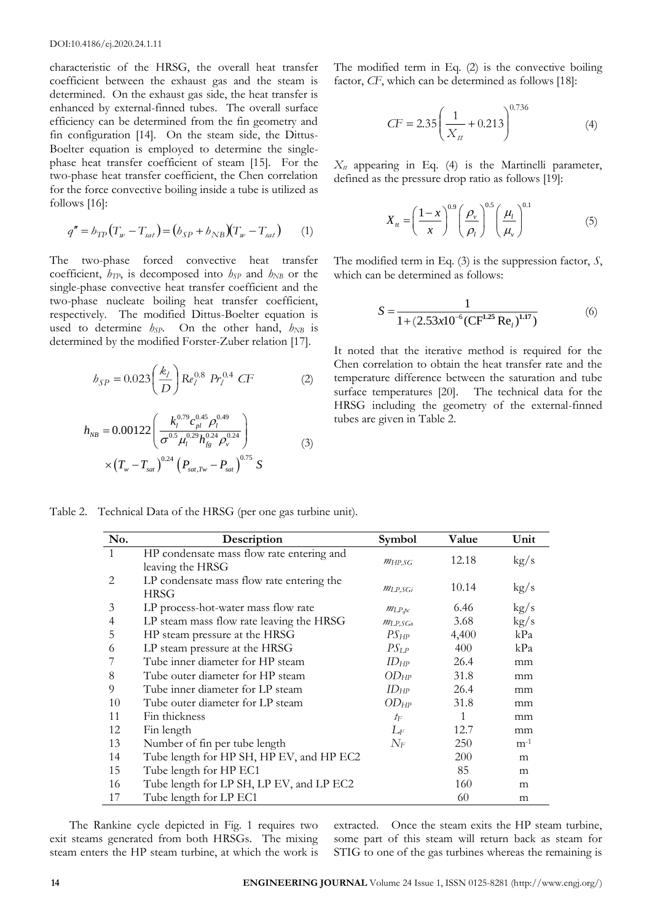characteristic of the HRSG, the overall heat transfer coefficient between the exhaust gas and the steam is determined. On the exhaust gas side, the heat transfer is enhanced by external-finned tubes. The overall surface efficiency can be determined from the fin geometry and fin configuration [14]. On the steam side, the Dittus-Boelter equation is employed to determine the single-phase heat transfer coefficient of steam [15]. For the two-phase heat transfer coefficient, the Chen correlation for the force convective boiling inside a tube is utilized as follows [16]:

$$q'' = h_{TP}\left(T_w - T_{sat}\right) = \left(h_{SP} + h_{NB}\right)\left(T_w - T_{sat}\right) \quad (1)$$

The two-phase forced convective heat transfer coefficient, $h_{TP}$, is decomposed into $h_{SP}$ and $h_{NB}$ or the single-phase convective heat transfer coefficient and the two-phase nucleate boiling heat transfer coefficient, respectively. The modified Dittus-Boelter equation is used to determine $h_{SP}$. On the other hand, $h_{NB}$ is determined by the modified Forster-Zuber relation [17].

$$h_{SP} = 0.023\left(\frac{k_l}{D}\right) Re_l^{0.8}\ Pr_l^{0.4}\ CF \quad (2)$$

$$h_{NB} = 0.00122\left(\frac{k_l^{0.79} c_{pl}^{0.45} \rho_l^{0.49}}{\sigma^{0.5} \mu_l^{0.29} h_{fg}^{0.24} \rho_v^{0.24}}\right) \times \left(T_w - T_{sat}\right)^{0.24}\left(P_{sat,Tw} - P_{sat}\right)^{0.75} S \quad (3)$$

The modified term in Eq. (2) is the convective boiling factor, *CF*, which can be determined as follows [18]:

$$CF = 2.35\left(\frac{1}{X_{tt}} + 0.213\right)^{0.736} \quad (4)$$

$X_{tt}$ appearing in Eq. (4) is the Martinelli parameter, defined as the pressure drop ratio as follows [19]:

$$X_{tt} = \left(\frac{1-x}{x}\right)^{0.9}\left(\frac{\rho_v}{\rho_l}\right)^{0.5}\left(\frac{\mu_l}{\mu_v}\right)^{0.1} \quad (5)$$

The modified term in Eq. (3) is the suppression factor, *S*, which can be determined as follows:

$$S = \frac{1}{1 + (2.53x10^{-6}(\mathrm{CF}^{1.25}\,\mathrm{Re}_l)^{1.17})} \quad (6)$$

It noted that the iterative method is required for the Chen correlation to obtain the heat transfer rate and the temperature difference between the saturation and tube surface temperatures [20]. The technical data for the HRSG including the geometry of the external-finned tubes are given in Table 2.

Table 2. Technical Data of the HRSG (per one gas turbine unit).

| No. | Description | Symbol | Value | Unit |
|---|---|---|---|---|
| 1 | HP condensate mass flow rate entering and leaving the HRSG | $m_{HP,SG}$ | 12.18 | kg/s |
| 2 | LP condensate mass flow rate entering the HRSG | $m_{LP,SGi}$ | 10.14 | kg/s |
| 3 | LP process-hot-water mass flow rate | $m_{LP,pc}$ | 6.46 | kg/s |
| 4 | LP steam mass flow rate leaving the HRSG | $m_{LP,SGo}$ | 3.68 | kg/s |
| 5 | HP steam pressure at the HRSG | $PS_{HP}$ | 4,400 | kPa |
| 6 | LP steam pressure at the HRSG | $PS_{LP}$ | 400 | kPa |
| 7 | Tube inner diameter for HP steam | $ID_{HP}$ | 26.4 | mm |
| 8 | Tube outer diameter for HP steam | $OD_{HP}$ | 31.8 | mm |
| 9 | Tube inner diameter for LP steam | $ID_{HP}$ | 26.4 | mm |
| 10 | Tube outer diameter for LP steam | $OD_{HP}$ | 31.8 | mm |
| 11 | Fin thickness | $t_F$ | 1 | mm |
| 12 | Fin length | $L_F$ | 12.7 | mm |
| 13 | Number of fin per tube length | $N_F$ | 250 | m$^{-1}$ |
| 14 | Tube length for HP SH, HP EV, and HP EC2 | | 200 | m |
| 15 | Tube length for HP EC1 | | 85 | m |
| 16 | Tube length for LP SH, LP EV, and LP EC2 | | 160 | m |
| 17 | Tube length for LP EC1 | | 60 | m |

The Rankine cycle depicted in Fig. 1 requires two exit steams generated from both HRSGs. The mixing steam enters the HP steam turbine, at which the work is extracted. Once the steam exits the HP steam turbine, some part of this steam will return back as steam for STIG to one of the gas turbines whereas the remaining is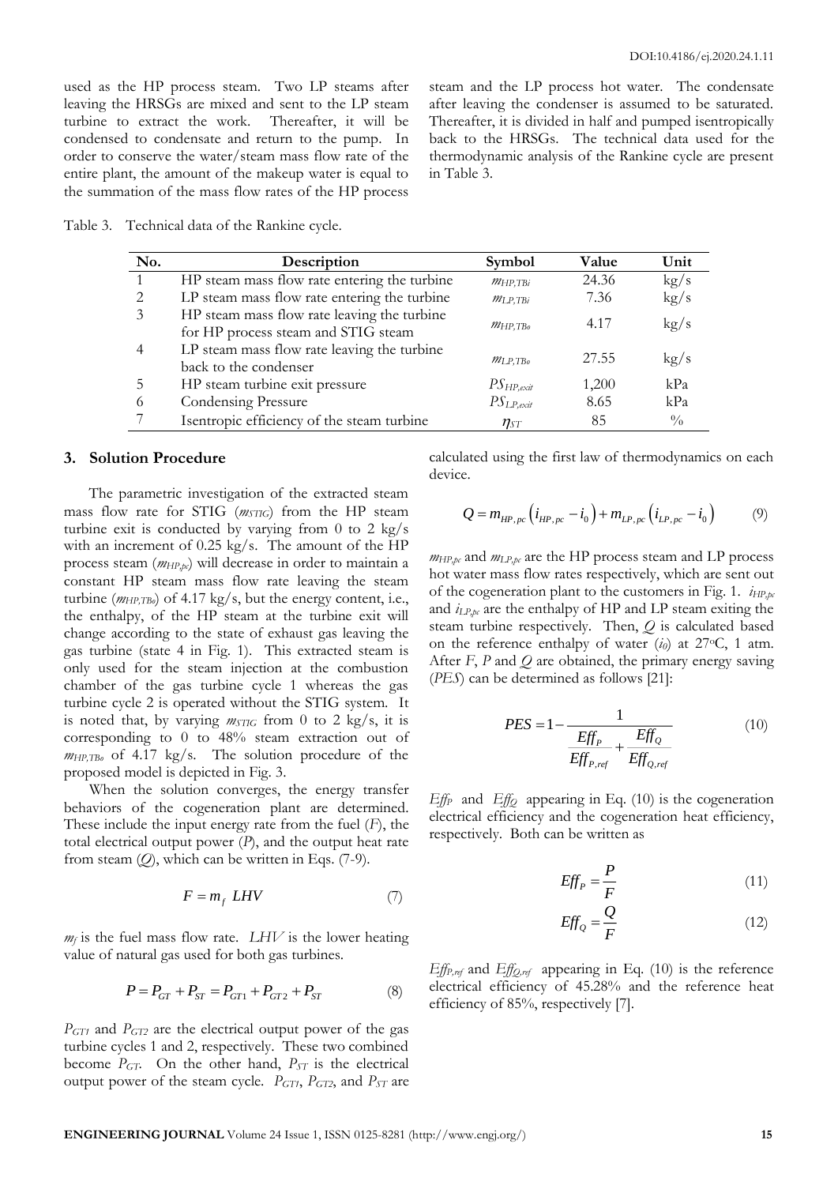used as the HP process steam. Two LP steams after leaving the HRSGs are mixed and sent to the LP steam turbine to extract the work. Thereafter, it will be condensed to condensate and return to the pump. In order to conserve the water/steam mass flow rate of the entire plant, the amount of the makeup water is equal to the summation of the mass flow rates of the HP process steam and the LP process hot water. The condensate after leaving the condenser is assumed to be saturated. Thereafter, it is divided in half and pumped isentropically back to the HRSGs. The technical data used for the thermodynamic analysis of the Rankine cycle are present in Table 3.

Table 3. Technical data of the Rankine cycle.

| No. | Description | Symbol | Value | Unit |
|---|---|---|---|---|
| 1 | HP steam mass flow rate entering the turbine | $m_{HP,TBi}$ | 24.36 | kg/s |
| 2 | LP steam mass flow rate entering the turbine | $m_{LP,TBi}$ | 7.36 | kg/s |
| 3 | HP steam mass flow rate leaving the turbine for HP process steam and STIG steam | $m_{HP,TBo}$ | 4.17 | kg/s |
| 4 | LP steam mass flow rate leaving the turbine back to the condenser | $m_{LP,TBo}$ | 27.55 | kg/s |
| 5 | HP steam turbine exit pressure | $PS_{HP,exit}$ | 1,200 | kPa |
| 6 | Condensing Pressure | $PS_{LP,exit}$ | 8.65 | kPa |
| 7 | Isentropic efficiency of the steam turbine | $\eta_{ST}$ | 85 | % |

## 3. Solution Procedure

The parametric investigation of the extracted steam mass flow rate for STIG ($m_{STIG}$) from the HP steam turbine exit is conducted by varying from 0 to 2 kg/s with an increment of 0.25 kg/s. The amount of the HP process steam ($m_{HP,pc}$) will decrease in order to maintain a constant HP steam mass flow rate leaving the steam turbine ($m_{HP,TBo}$) of 4.17 kg/s, but the energy content, i.e., the enthalpy, of the HP steam at the turbine exit will change according to the state of exhaust gas leaving the gas turbine (state 4 in Fig. 1). This extracted steam is only used for the steam injection at the combustion chamber of the gas turbine cycle 1 whereas the gas turbine cycle 2 is operated without the STIG system. It is noted that, by varying $m_{STIG}$ from 0 to 2 kg/s, it is corresponding to 0 to 48% steam extraction out of $m_{HP,TBo}$ of 4.17 kg/s. The solution procedure of the proposed model is depicted in Fig. 3.

When the solution converges, the energy transfer behaviors of the cogeneration plant are determined. These include the input energy rate from the fuel ($F$), the total electrical output power ($P$), and the output heat rate from steam ($Q$), which can be written in Eqs. (7-9).

$$F = m_f \; LHV \tag{7}$$

$m_f$ is the fuel mass flow rate. $LHV$ is the lower heating value of natural gas used for both gas turbines.

$$P = P_{GT} + P_{ST} = P_{GT1} + P_{GT2} + P_{ST} \tag{8}$$

$P_{GT1}$ and $P_{GT2}$ are the electrical output power of the gas turbine cycles 1 and 2, respectively. These two combined become $P_{GT}$. On the other hand, $P_{ST}$ is the electrical output power of the steam cycle. $P_{GT1}$, $P_{GT2}$, and $P_{ST}$ are calculated using the first law of thermodynamics on each device.

$$Q = m_{HP,pc}\left(i_{HP,pc} - i_0\right) + m_{LP,pc}\left(i_{LP,pc} - i_0\right) \tag{9}$$

$m_{HP,pc}$ and $m_{LP,pc}$ are the HP process steam and LP process hot water mass flow rates respectively, which are sent out of the cogeneration plant to the customers in Fig. 1. $i_{HP,pc}$ and $i_{LP,pc}$ are the enthalpy of HP and LP steam exiting the steam turbine respectively. Then, $Q$ is calculated based on the reference enthalpy of water ($i_0$) at 27°C, 1 atm. After $F$, $P$ and $Q$ are obtained, the primary energy saving ($PES$) can be determined as follows [21]:

$$PES = 1 - \frac{1}{\dfrac{Eff_P}{Eff_{P,ref}} + \dfrac{Eff_Q}{Eff_{Q,ref}}} \tag{10}$$

$Eff_P$ and $Eff_Q$ appearing in Eq. (10) is the cogeneration electrical efficiency and the cogeneration heat efficiency, respectively. Both can be written as

$$Eff_P = \frac{P}{F} \tag{11}$$

$$Eff_Q = \frac{Q}{F} \tag{12}$$

$Eff_{P,ref}$ and $Eff_{Q,ref}$ appearing in Eq. (10) is the reference electrical efficiency of 45.28% and the reference heat efficiency of 85%, respectively [7].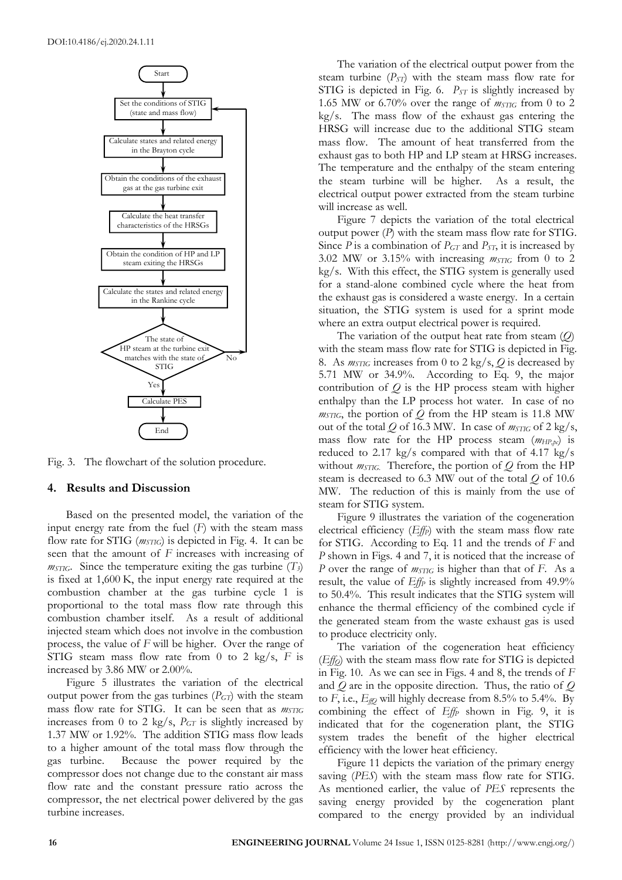Fig. 3. The flowchart of the solution procedure.

## 4. Results and Discussion

Based on the presented model, the variation of the input energy rate from the fuel ($F$) with the steam mass flow rate for STIG ($m_{STIG}$) is depicted in Fig. 4. It can be seen that the amount of $F$ increases with increasing of $m_{STIG}$. Since the temperature exiting the gas turbine ($T_3$) is fixed at 1,600 K, the input energy rate required at the combustion chamber at the gas turbine cycle 1 is proportional to the total mass flow rate through this combustion chamber itself. As a result of additional injected steam which does not involve in the combustion process, the value of $F$ will be higher. Over the range of STIG steam mass flow rate from 0 to 2 kg/s, $F$ is increased by 3.86 MW or 2.00%.

Figure 5 illustrates the variation of the electrical output power from the gas turbines ($P_{GT}$) with the steam mass flow rate for STIG. It can be seen that as $m_{STIG}$ increases from 0 to 2 kg/s, $P_{GT}$ is slightly increased by 1.37 MW or 1.92%. The addition STIG mass flow leads to a higher amount of the total mass flow through the gas turbine. Because the power required by the compressor does not change due to the constant air mass flow rate and the constant pressure ratio across the compressor, the net electrical power delivered by the gas turbine increases.

The variation of the electrical output power from the steam turbine ($P_{ST}$) with the steam mass flow rate for STIG is depicted in Fig. 6. $P_{ST}$ is slightly increased by 1.65 MW or 6.70% over the range of $m_{STIG}$ from 0 to 2 kg/s. The mass flow of the exhaust gas entering the HRSG will increase due to the additional STIG steam mass flow. The amount of heat transferred from the exhaust gas to both HP and LP steam at HRSG increases. The temperature and the enthalpy of the steam entering the steam turbine will be higher. As a result, the electrical output power extracted from the steam turbine will increase as well.

Figure 7 depicts the variation of the total electrical output power ($P$) with the steam mass flow rate for STIG. Since $P$ is a combination of $P_{GT}$ and $P_{ST}$, it is increased by 3.02 MW or 3.15% with increasing $m_{STIG}$ from 0 to 2 kg/s. With this effect, the STIG system is generally used for a stand-alone combined cycle where the heat from the exhaust gas is considered a waste energy. In a certain situation, the STIG system is used for a sprint mode where an extra output electrical power is required.

The variation of the output heat rate from steam ($Q$) with the steam mass flow rate for STIG is depicted in Fig. 8. As $m_{STIG}$ increases from 0 to 2 kg/s, $Q$ is decreased by 5.71 MW or 34.9%. According to Eq. 9, the major contribution of $Q$ is the HP process steam with higher enthalpy than the LP process hot water. In case of no $m_{STIG}$, the portion of $Q$ from the HP steam is 11.8 MW out of the total $Q$ of 16.3 MW. In case of $m_{STIG}$ of 2 kg/s, mass flow rate for the HP process steam ($m_{HP,pc}$) is reduced to 2.17 kg/s compared with that of 4.17 kg/s without $m_{STIG}$. Therefore, the portion of $Q$ from the HP steam is decreased to 6.3 MW out of the total $Q$ of 10.6 MW. The reduction of this is mainly from the use of steam for STIG system.

Figure 9 illustrates the variation of the cogeneration electrical efficiency ($Eff_P$) with the steam mass flow rate for STIG. According to Eq. 11 and the trends of $F$ and $P$ shown in Figs. 4 and 7, it is noticed that the increase of $P$ over the range of $m_{STIG}$ is higher than that of $F$. As a result, the value of $Eff_P$ is slightly increased from 49.9% to 50.4%. This result indicates that the STIG system will enhance the thermal efficiency of the combined cycle if the generated steam from the waste exhaust gas is used to produce electricity only.

The variation of the cogeneration heat efficiency ($Eff_Q$) with the steam mass flow rate for STIG is depicted in Fig. 10. As we can see in Figs. 4 and 8, the trends of $F$ and $Q$ are in the opposite direction. Thus, the ratio of $Q$ to $F$, i.e., $E_{ffQ}$ will highly decrease from 8.5% to 5.4%. By combining the effect of $Eff_P$ shown in Fig. 9, it is indicated that for the cogeneration plant, the STIG system trades the benefit of the higher electrical efficiency with the lower heat efficiency.

Figure 11 depicts the variation of the primary energy saving ($PES$) with the steam mass flow rate for STIG. As mentioned earlier, the value of $PES$ represents the saving energy provided by the cogeneration plant compared to the energy provided by an individual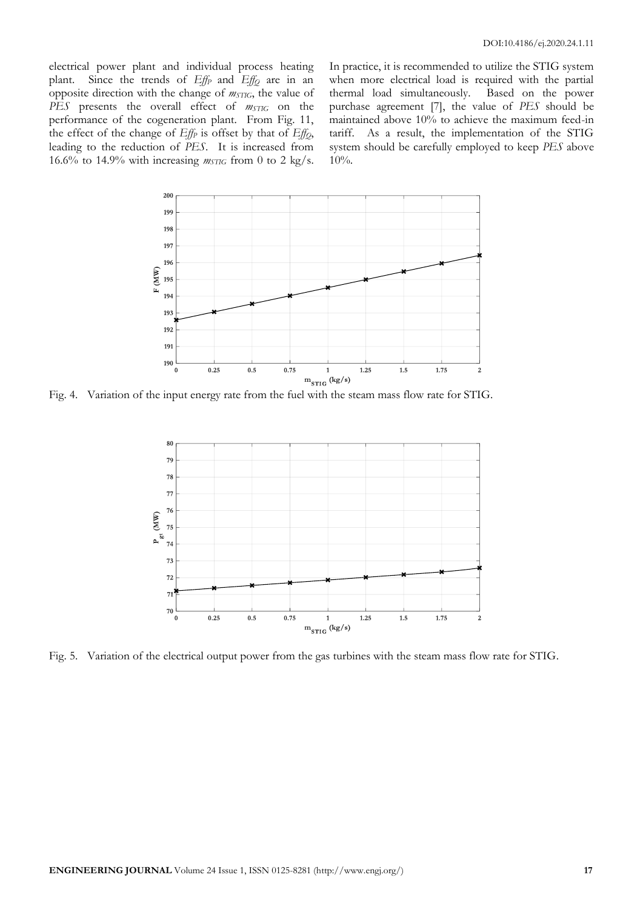electrical power plant and individual process heating plant. Since the trends of $Eff_P$ and $Eff_Q$ are in an opposite direction with the change of $m_{STIG}$, the value of *PES* presents the overall effect of $m_{STIG}$ on the performance of the cogeneration plant. From Fig. 11, the effect of the change of $Eff_P$ is offset by that of $Eff_Q$, leading to the reduction of *PES*. It is increased from 16.6% to 14.9% with increasing $m_{STIG}$ from 0 to 2 kg/s. In practice, it is recommended to utilize the STIG system when more electrical load is required with the partial thermal load simultaneously. Based on the power purchase agreement [7], the value of *PES* should be maintained above 10% to achieve the maximum feed-in tariff. As a result, the implementation of the STIG system should be carefully employed to keep *PES* above 10%.

Fig. 4. Variation of the input energy rate from the fuel with the steam mass flow rate for STIG.

Fig. 5. Variation of the electrical output power from the gas turbines with the steam mass flow rate for STIG.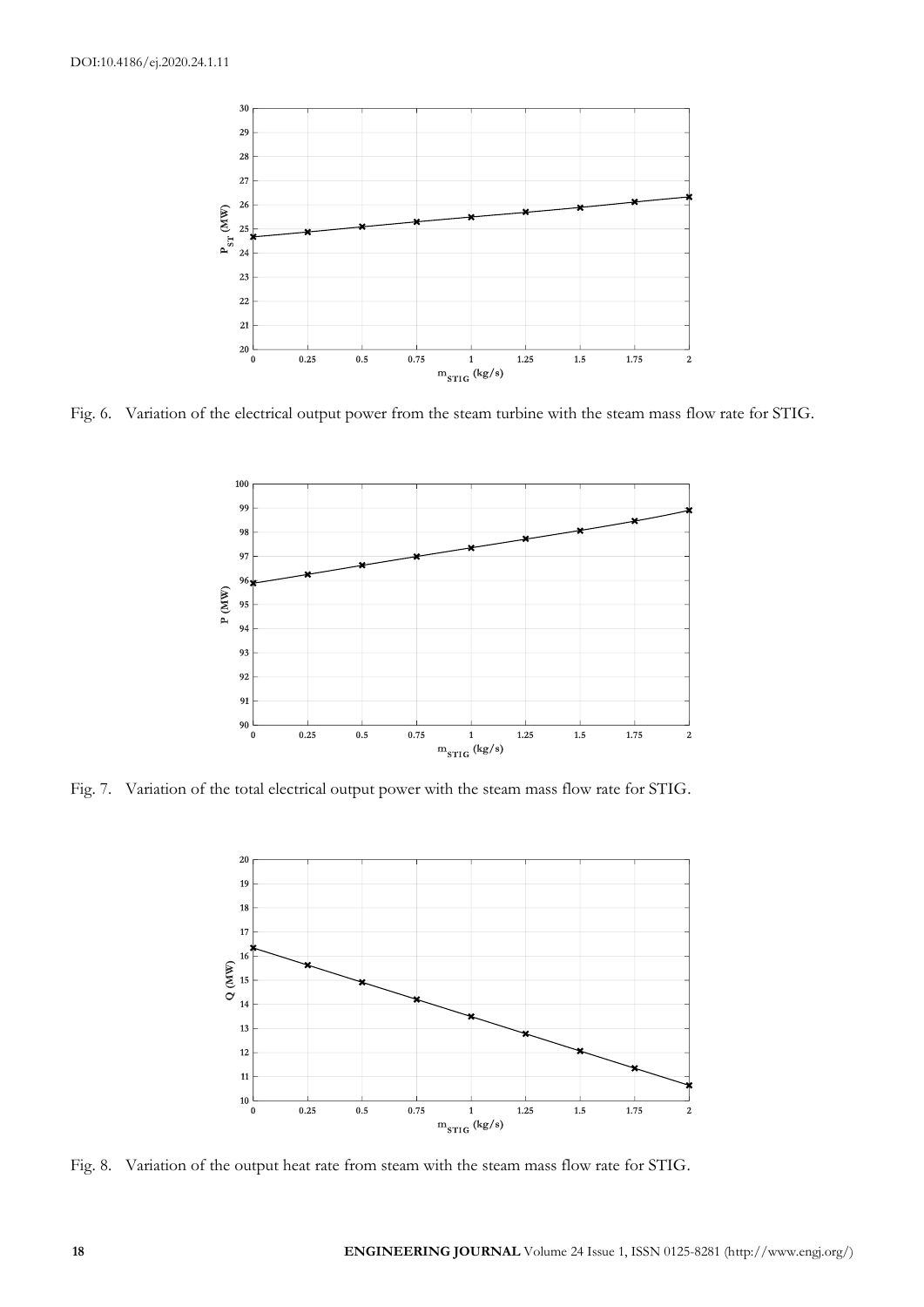Fig. 6. Variation of the electrical output power from the steam turbine with the steam mass flow rate for STIG.

Fig. 7. Variation of the total electrical output power with the steam mass flow rate for STIG.

Fig. 8. Variation of the output heat rate from steam with the steam mass flow rate for STIG.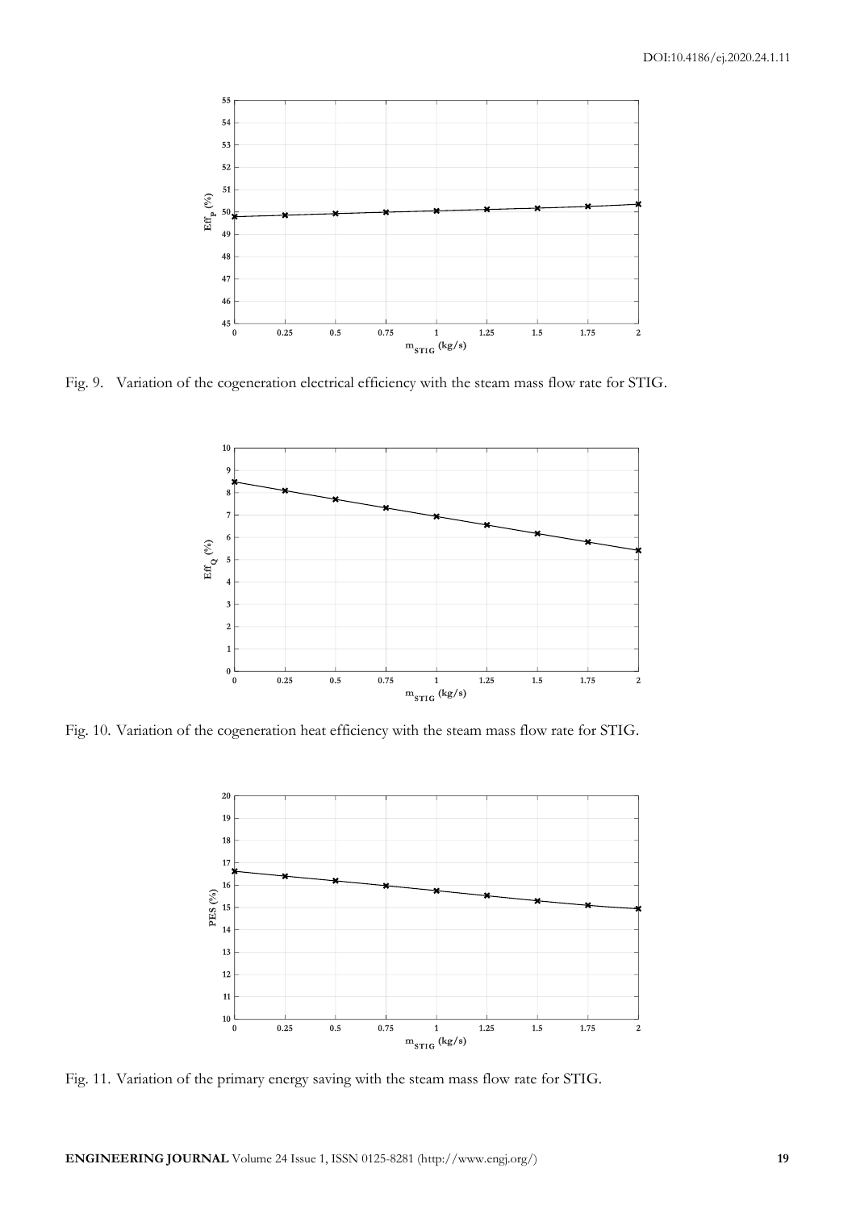Fig. 9. Variation of the cogeneration electrical efficiency with the steam mass flow rate for STIG.

Fig. 10. Variation of the cogeneration heat efficiency with the steam mass flow rate for STIG.

Fig. 11. Variation of the primary energy saving with the steam mass flow rate for STIG.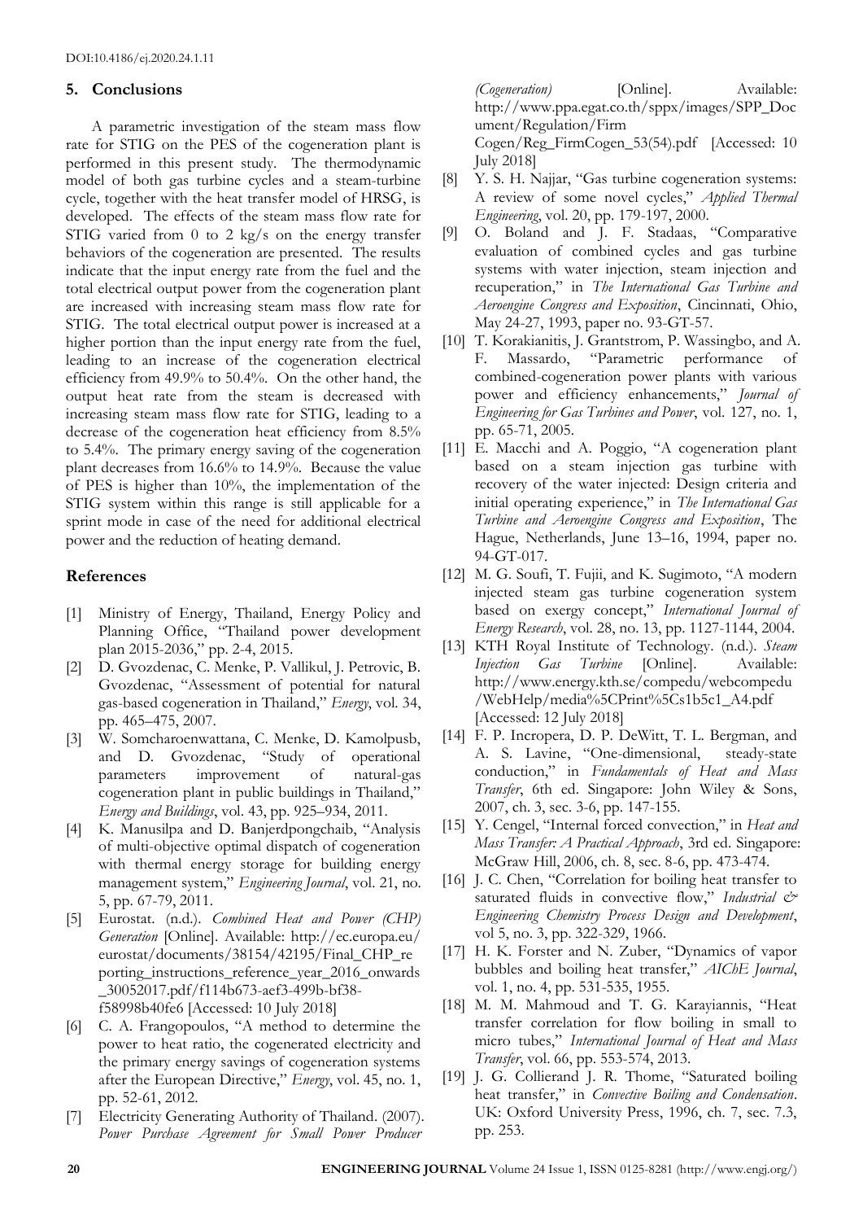## 5. Conclusions

A parametric investigation of the steam mass flow rate for STIG on the PES of the cogeneration plant is performed in this present study. The thermodynamic model of both gas turbine cycles and a steam-turbine cycle, together with the heat transfer model of HRSG, is developed. The effects of the steam mass flow rate for STIG varied from 0 to 2 kg/s on the energy transfer behaviors of the cogeneration are presented. The results indicate that the input energy rate from the fuel and the total electrical output power from the cogeneration plant are increased with increasing steam mass flow rate for STIG. The total electrical output power is increased at a higher portion than the input energy rate from the fuel, leading to an increase of the cogeneration electrical efficiency from 49.9% to 50.4%. On the other hand, the output heat rate from the steam is decreased with increasing steam mass flow rate for STIG, leading to a decrease of the cogeneration heat efficiency from 8.5% to 5.4%. The primary energy saving of the cogeneration plant decreases from 16.6% to 14.9%. Because the value of PES is higher than 10%, the implementation of the STIG system within this range is still applicable for a sprint mode in case of the need for additional electrical power and the reduction of heating demand.

## References

[1] Ministry of Energy, Thailand, Energy Policy and Planning Office, "Thailand power development plan 2015-2036," pp. 2-4, 2015.

[2] D. Gvozdenac, C. Menke, P. Vallikul, J. Petrovic, B. Gvozdenac, "Assessment of potential for natural gas-based cogeneration in Thailand," *Energy*, vol. 34, pp. 465–475, 2007.

[3] W. Somcharoenwattana, C. Menke, D. Kamolpusb, and D. Gvozdenac, "Study of operational parameters improvement of natural-gas cogeneration plant in public buildings in Thailand," *Energy and Buildings*, vol. 43, pp. 925–934, 2011.

[4] K. Manusilpa and D. Banjerdpongchaib, "Analysis of multi-objective optimal dispatch of cogeneration with thermal energy storage for building energy management system," *Engineering Journal*, vol. 21, no. 5, pp. 67-79, 2011.

[5] Eurostat. (n.d.). *Combined Heat and Power (CHP) Generation* [Online]. Available: http://ec.europa.eu/eurostat/documents/38154/42195/Final_CHP_reporting_instructions_reference_year_2016_onwards_30052017.pdf/f114b673-aef3-499b-bf38-f58998b40fe6 [Accessed: 10 July 2018]

[6] C. A. Frangopoulos, "A method to determine the power to heat ratio, the cogenerated electricity and the primary energy savings of cogeneration systems after the European Directive," *Energy*, vol. 45, no. 1, pp. 52-61, 2012.

[7] Electricity Generating Authority of Thailand. (2007). *Power Purchase Agreement for Small Power Producer (Cogeneration)* [Online]. Available: http://www.ppa.egat.co.th/sppx/images/SPP_Document/Regulation/Firm Cogen/Reg_FirmCogen_53(54).pdf [Accessed: 10 July 2018]

[8] Y. S. H. Najjar, "Gas turbine cogeneration systems: A review of some novel cycles," *Applied Thermal Engineering*, vol. 20, pp. 179-197, 2000.

[9] O. Boland and J. F. Stadaas, "Comparative evaluation of combined cycles and gas turbine systems with water injection, steam injection and recuperation," in *The International Gas Turbine and Aeroengine Congress and Exposition*, Cincinnati, Ohio, May 24-27, 1993, paper no. 93-GT-57.

[10] T. Korakianitis, J. Grantstrom, P. Wassingbo, and A. F. Massardo, "Parametric performance of combined-cogeneration power plants with various power and efficiency enhancements," *Journal of Engineering for Gas Turbines and Power*, vol. 127, no. 1, pp. 65-71, 2005.

[11] E. Macchi and A. Poggio, "A cogeneration plant based on a steam injection gas turbine with recovery of the water injected: Design criteria and initial operating experience," in *The International Gas Turbine and Aeroengine Congress and Exposition*, The Hague, Netherlands, June 13–16, 1994, paper no. 94-GT-017.

[12] M. G. Soufi, T. Fujii, and K. Sugimoto, "A modern injected steam gas turbine cogeneration system based on exergy concept," *International Journal of Energy Research*, vol. 28, no. 13, pp. 1127-1144, 2004.

[13] KTH Royal Institute of Technology. (n.d.). *Steam Injection Gas Turbine* [Online]. Available: http://www.energy.kth.se/compedu/webcompedu/WebHelp/media%5CPrint%5Cs1b5c1_A4.pdf [Accessed: 12 July 2018]

[14] F. P. Incropera, D. P. DeWitt, T. L. Bergman, and A. S. Lavine, "One-dimensional, steady-state conduction," in *Fundamentals of Heat and Mass Transfer*, 6th ed. Singapore: John Wiley & Sons, 2007, ch. 3, sec. 3-6, pp. 147-155.

[15] Y. Cengel, "Internal forced convection," in *Heat and Mass Transfer: A Practical Approach*, 3rd ed. Singapore: McGraw Hill, 2006, ch. 8, sec. 8-6, pp. 473-474.

[16] J. C. Chen, "Correlation for boiling heat transfer to saturated fluids in convective flow," *Industrial & Engineering Chemistry Process Design and Development*, vol 5, no. 3, pp. 322-329, 1966.

[17] H. K. Forster and N. Zuber, "Dynamics of vapor bubbles and boiling heat transfer," *AIChE Journal*, vol. 1, no. 4, pp. 531-535, 1955.

[18] M. M. Mahmoud and T. G. Karayiannis, "Heat transfer correlation for flow boiling in small to micro tubes," *International Journal of Heat and Mass Transfer*, vol. 66, pp. 553-574, 2013.

[19] J. G. Collierand J. R. Thome, "Saturated boiling heat transfer," in *Convective Boiling and Condensation*. UK: Oxford University Press, 1996, ch. 7, sec. 7.3, pp. 253.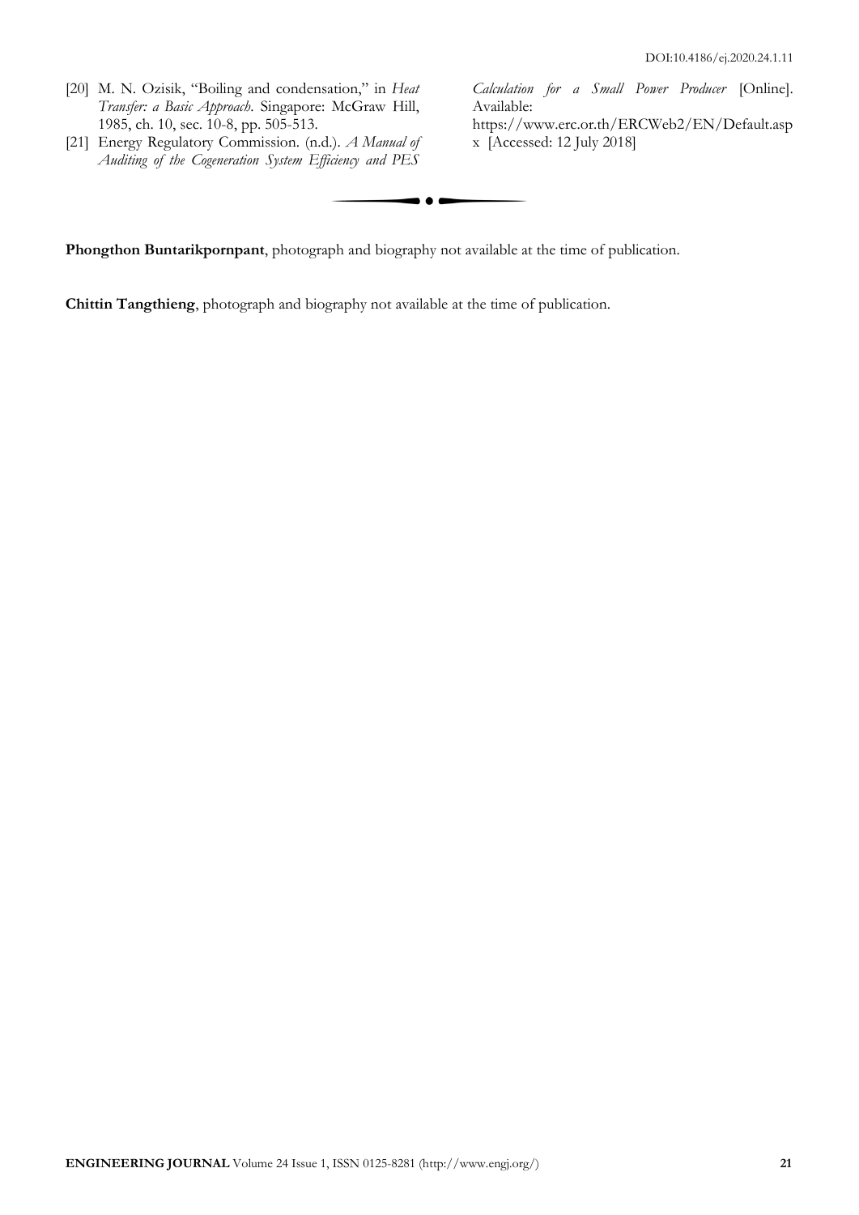[20] M. N. Ozisik, "Boiling and condensation," in *Heat Transfer: a Basic Approach*. Singapore: McGraw Hill, 1985, ch. 10, sec. 10-8, pp. 505-513.

[21] Energy Regulatory Commission. (n.d.). *A Manual of Auditing of the Cogeneration System Efficiency and PES Calculation for a Small Power Producer* [Online]. Available: https://www.erc.or.th/ERCWeb2/EN/Default.aspx [Accessed: 12 July 2018]

**Phongthon Buntarikpornpant**, photograph and biography not available at the time of publication.

**Chittin Tangthieng**, photograph and biography not available at the time of publication.